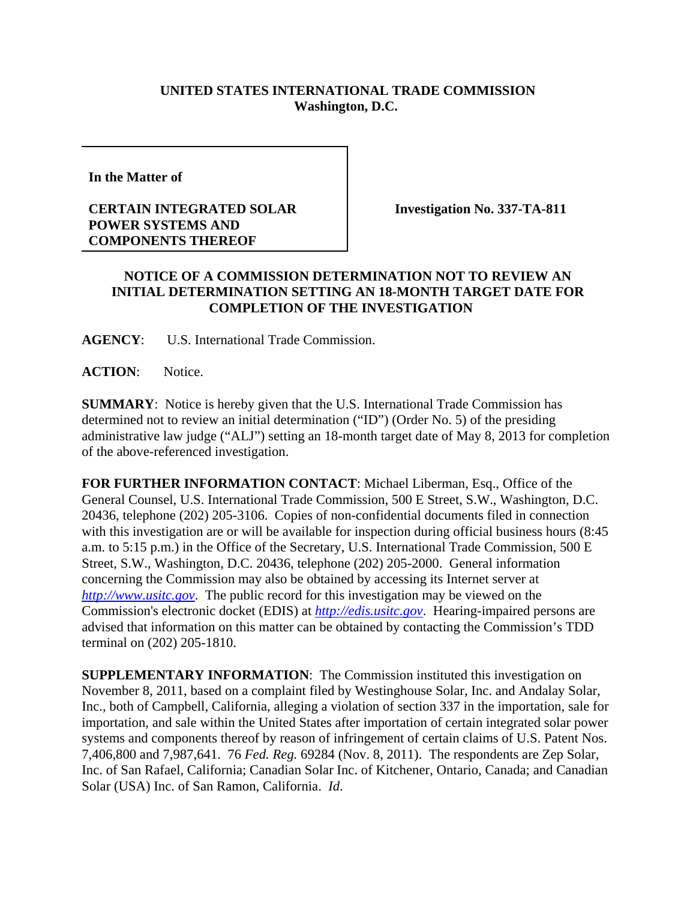**UNITED STATES INTERNATIONAL TRADE COMMISSION**
**Washington, D.C.**

| In the Matter of<br><br>**CERTAIN INTEGRATED SOLAR POWER SYSTEMS AND COMPONENTS THEREOF** | **Investigation No. 337-TA-811** |
|---|---|

**NOTICE OF A COMMISSION DETERMINATION NOT TO REVIEW AN INITIAL DETERMINATION SETTING AN 18-MONTH TARGET DATE FOR COMPLETION OF THE INVESTIGATION**

**AGENCY**: U.S. International Trade Commission.

**ACTION**: Notice.

**SUMMARY**: Notice is hereby given that the U.S. International Trade Commission has determined not to review an initial determination ("ID") (Order No. 5) of the presiding administrative law judge ("ALJ") setting an 18-month target date of May 8, 2013 for completion of the above-referenced investigation.

**FOR FURTHER INFORMATION CONTACT**: Michael Liberman, Esq., Office of the General Counsel, U.S. International Trade Commission, 500 E Street, S.W., Washington, D.C. 20436, telephone (202) 205-3106. Copies of non-confidential documents filed in connection with this investigation are or will be available for inspection during official business hours (8:45 a.m. to 5:15 p.m.) in the Office of the Secretary, U.S. International Trade Commission, 500 E Street, S.W., Washington, D.C. 20436, telephone (202) 205-2000. General information concerning the Commission may also be obtained by accessing its Internet server at *http://www.usitc.gov*. The public record for this investigation may be viewed on the Commission's electronic docket (EDIS) at *http://edis.usitc.gov*. Hearing-impaired persons are advised that information on this matter can be obtained by contacting the Commission's TDD terminal on (202) 205-1810.

**SUPPLEMENTARY INFORMATION**: The Commission instituted this investigation on November 8, 2011, based on a complaint filed by Westinghouse Solar, Inc. and Andalay Solar, Inc., both of Campbell, California, alleging a violation of section 337 in the importation, sale for importation, and sale within the United States after importation of certain integrated solar power systems and components thereof by reason of infringement of certain claims of U.S. Patent Nos. 7,406,800 and 7,987,641. 76 *Fed. Reg.* 69284 (Nov. 8, 2011). The respondents are Zep Solar, Inc. of San Rafael, California; Canadian Solar Inc. of Kitchener, Ontario, Canada; and Canadian Solar (USA) Inc. of San Ramon, California. *Id*.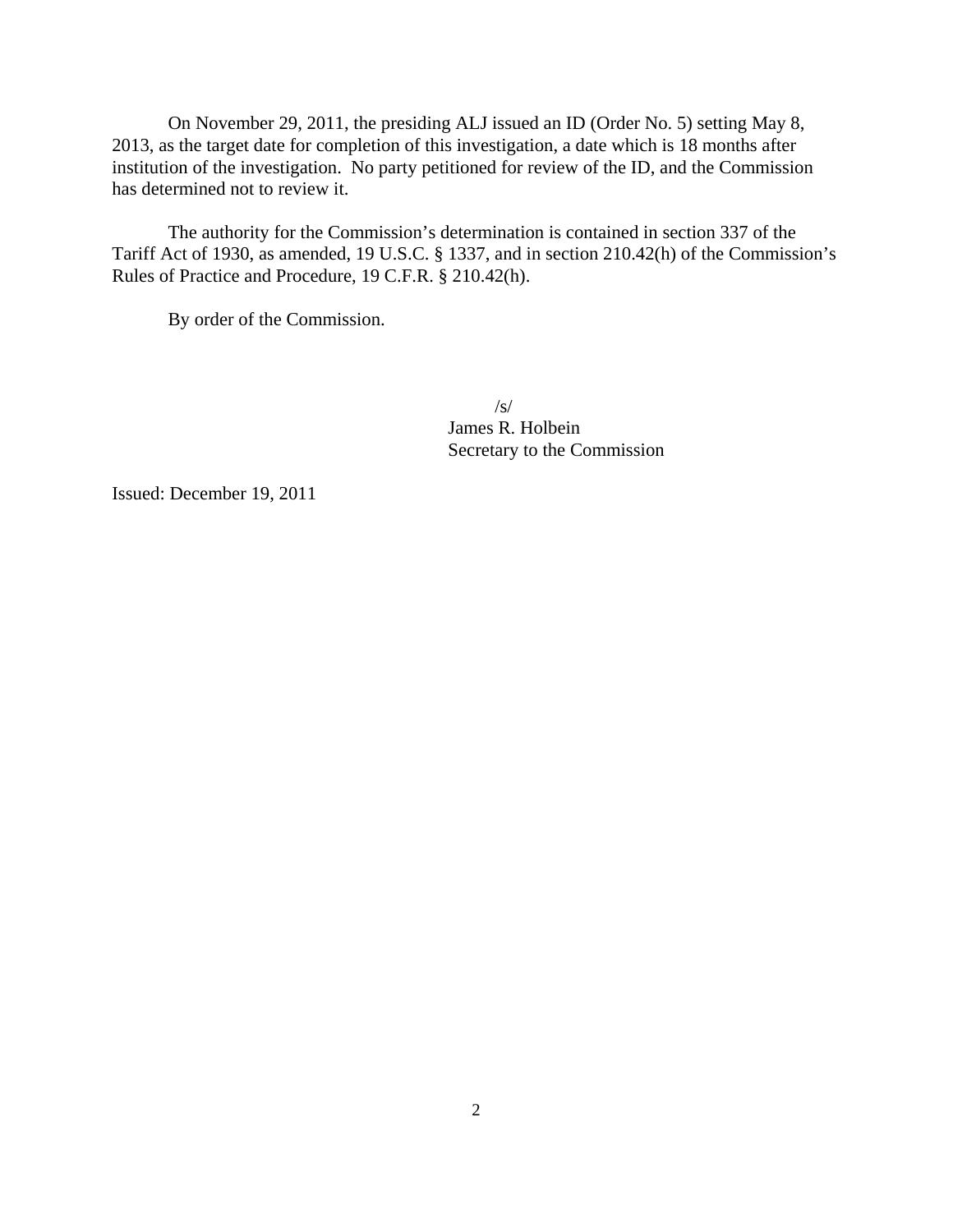On November 29, 2011, the presiding ALJ issued an ID (Order No. 5) setting May 8, 2013, as the target date for completion of this investigation, a date which is 18 months after institution of the investigation. No party petitioned for review of the ID, and the Commission has determined not to review it.

The authority for the Commission's determination is contained in section 337 of the Tariff Act of 1930, as amended, 19 U.S.C. § 1337, and in section 210.42(h) of the Commission's Rules of Practice and Procedure, 19 C.F.R. § 210.42(h).

By order of the Commission.

/s/
James R. Holbein
Secretary to the Commission

Issued: December 19, 2011